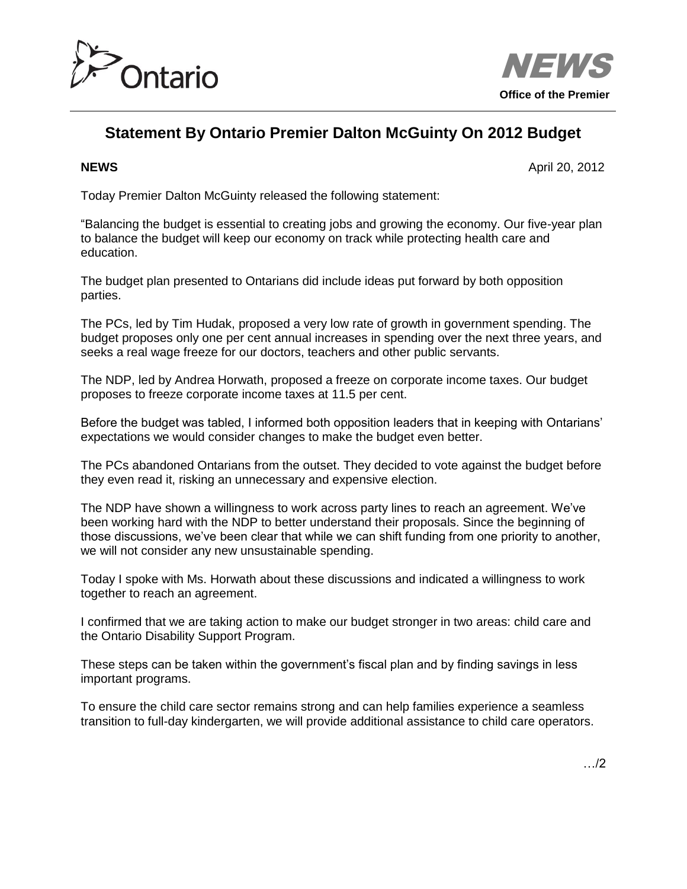Ontario

*NEWS*

**Office of the Premier**

## Statement By Ontario Premier Dalton McGuinty On 2012 Budget

**NEWS** April 20, 2012

Today Premier Dalton McGuinty released the following statement:

"Balancing the budget is essential to creating jobs and growing the economy. Our five-year plan to balance the budget will keep our economy on track while protecting health care and education.

The budget plan presented to Ontarians did include ideas put forward by both opposition parties.

The PCs, led by Tim Hudak, proposed a very low rate of growth in government spending. The budget proposes only one per cent annual increases in spending over the next three years, and seeks a real wage freeze for our doctors, teachers and other public servants.

The NDP, led by Andrea Horwath, proposed a freeze on corporate income taxes. Our budget proposes to freeze corporate income taxes at 11.5 per cent.

Before the budget was tabled, I informed both opposition leaders that in keeping with Ontarians' expectations we would consider changes to make the budget even better.

The PCs abandoned Ontarians from the outset. They decided to vote against the budget before they even read it, risking an unnecessary and expensive election.

The NDP have shown a willingness to work across party lines to reach an agreement. We've been working hard with the NDP to better understand their proposals. Since the beginning of those discussions, we've been clear that while we can shift funding from one priority to another, we will not consider any new unsustainable spending.

Today I spoke with Ms. Horwath about these discussions and indicated a willingness to work together to reach an agreement.

I confirmed that we are taking action to make our budget stronger in two areas: child care and the Ontario Disability Support Program.

These steps can be taken within the government's fiscal plan and by finding savings in less important programs.

To ensure the child care sector remains strong and can help families experience a seamless transition to full-day kindergarten, we will provide additional assistance to child care operators.

…/2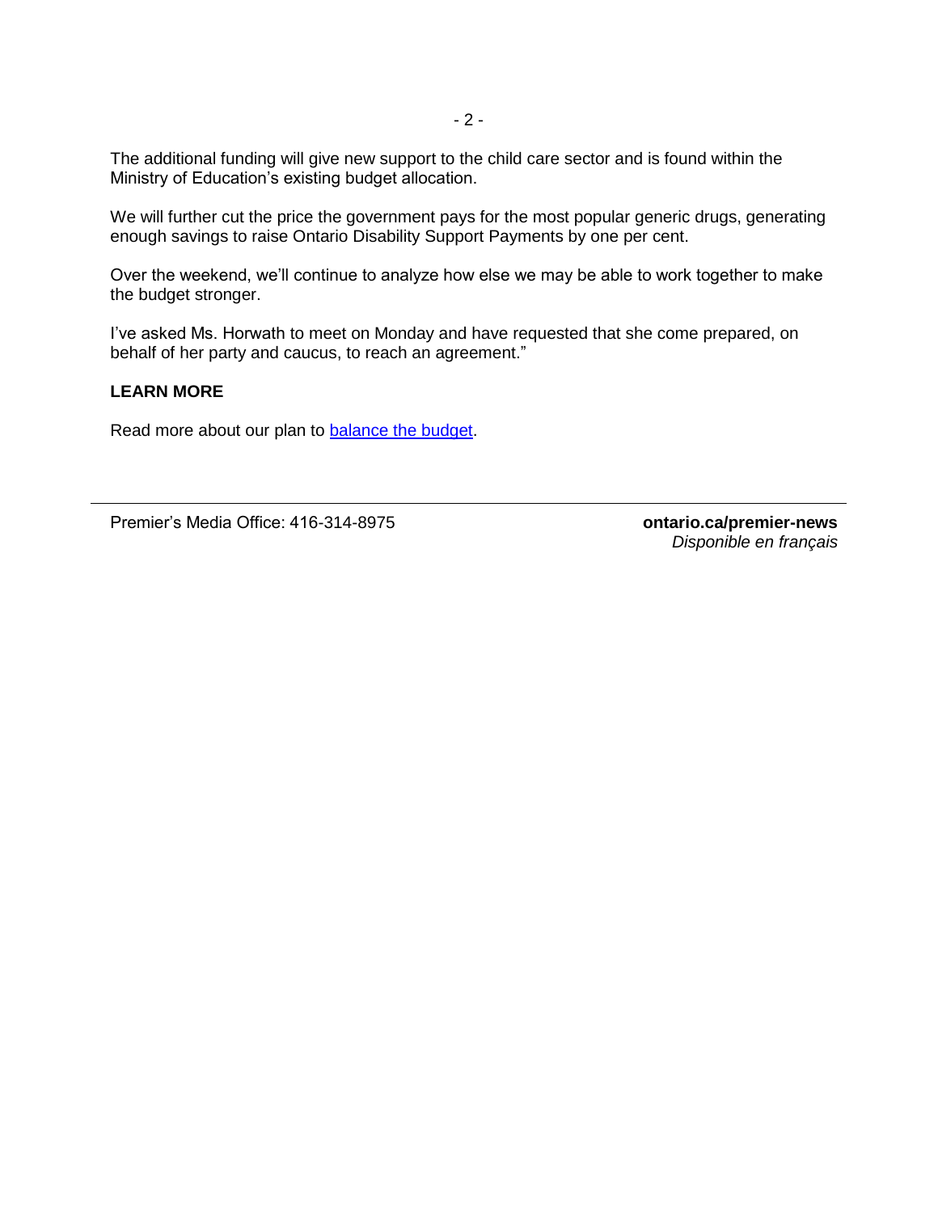The additional funding will give new support to the child care sector and is found within the Ministry of Education's existing budget allocation.

We will further cut the price the government pays for the most popular generic drugs, generating enough savings to raise Ontario Disability Support Payments by one per cent.

Over the weekend, we'll continue to analyze how else we may be able to work together to make the budget stronger.

I've asked Ms. Horwath to meet on Monday and have requested that she come prepared, on behalf of her party and caucus, to reach an agreement."

**LEARN MORE**

Read more about our plan to balance the budget.

---

Premier's Media Office: 416-314-8975

**ontario.ca/premier-news**
*Disponible en français*